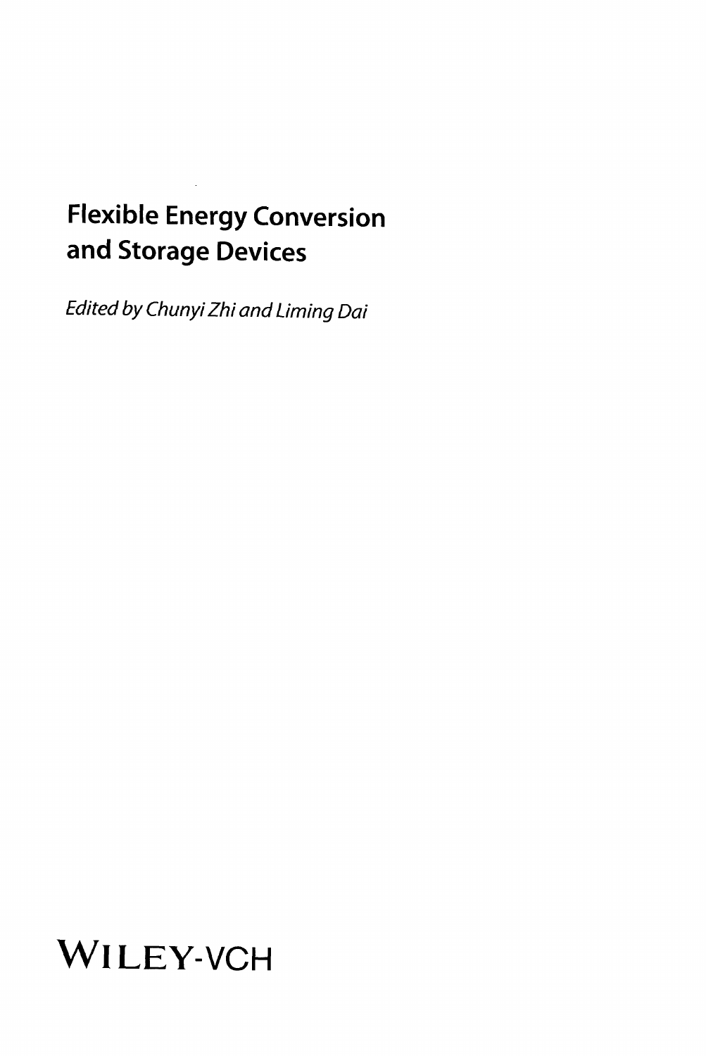# Flexible Energy Conversion and Storage Devices

*Edited by Chunyi Zhi and Liming Dai*

WILEY-VCH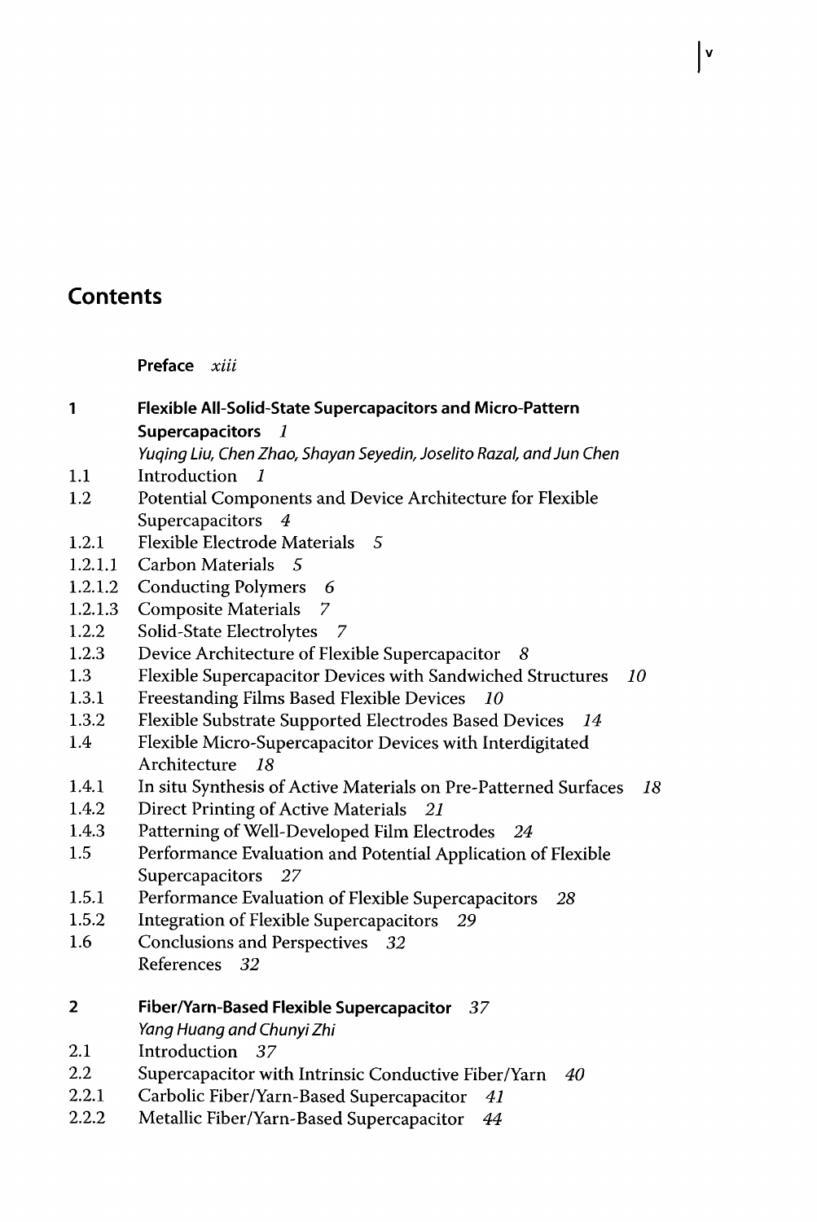# Contents

**Preface** *xiii*

**1 Flexible All-Solid-State Supercapacitors and Micro-Pattern Supercapacitors** *1*
*Yuqing Liu, Chen Zhao, Shayan Seyedin, Joselito Razal, and Jun Chen*

1.1 Introduction *1*
1.2 Potential Components and Device Architecture for Flexible Supercapacitors *4*
1.2.1 Flexible Electrode Materials *5*
1.2.1.1 Carbon Materials *5*
1.2.1.2 Conducting Polymers *6*
1.2.1.3 Composite Materials *7*
1.2.2 Solid-State Electrolytes *7*
1.2.3 Device Architecture of Flexible Supercapacitor *8*
1.3 Flexible Supercapacitor Devices with Sandwiched Structures *10*
1.3.1 Freestanding Films Based Flexible Devices *10*
1.3.2 Flexible Substrate Supported Electrodes Based Devices *14*
1.4 Flexible Micro-Supercapacitor Devices with Interdigitated Architecture *18*
1.4.1 In situ Synthesis of Active Materials on Pre-Patterned Surfaces *18*
1.4.2 Direct Printing of Active Materials *21*
1.4.3 Patterning of Well-Developed Film Electrodes *24*
1.5 Performance Evaluation and Potential Application of Flexible Supercapacitors *27*
1.5.1 Performance Evaluation of Flexible Supercapacitors *28*
1.5.2 Integration of Flexible Supercapacitors *29*
1.6 Conclusions and Perspectives *32*
References *32*

**2 Fiber/Yarn-Based Flexible Supercapacitor** *37*
*Yang Huang and Chunyi Zhi*

2.1 Introduction *37*
2.2 Supercapacitor with Intrinsic Conductive Fiber/Yarn *40*
2.2.1 Carbolic Fiber/Yarn-Based Supercapacitor *41*
2.2.2 Metallic Fiber/Yarn-Based Supercapacitor *44*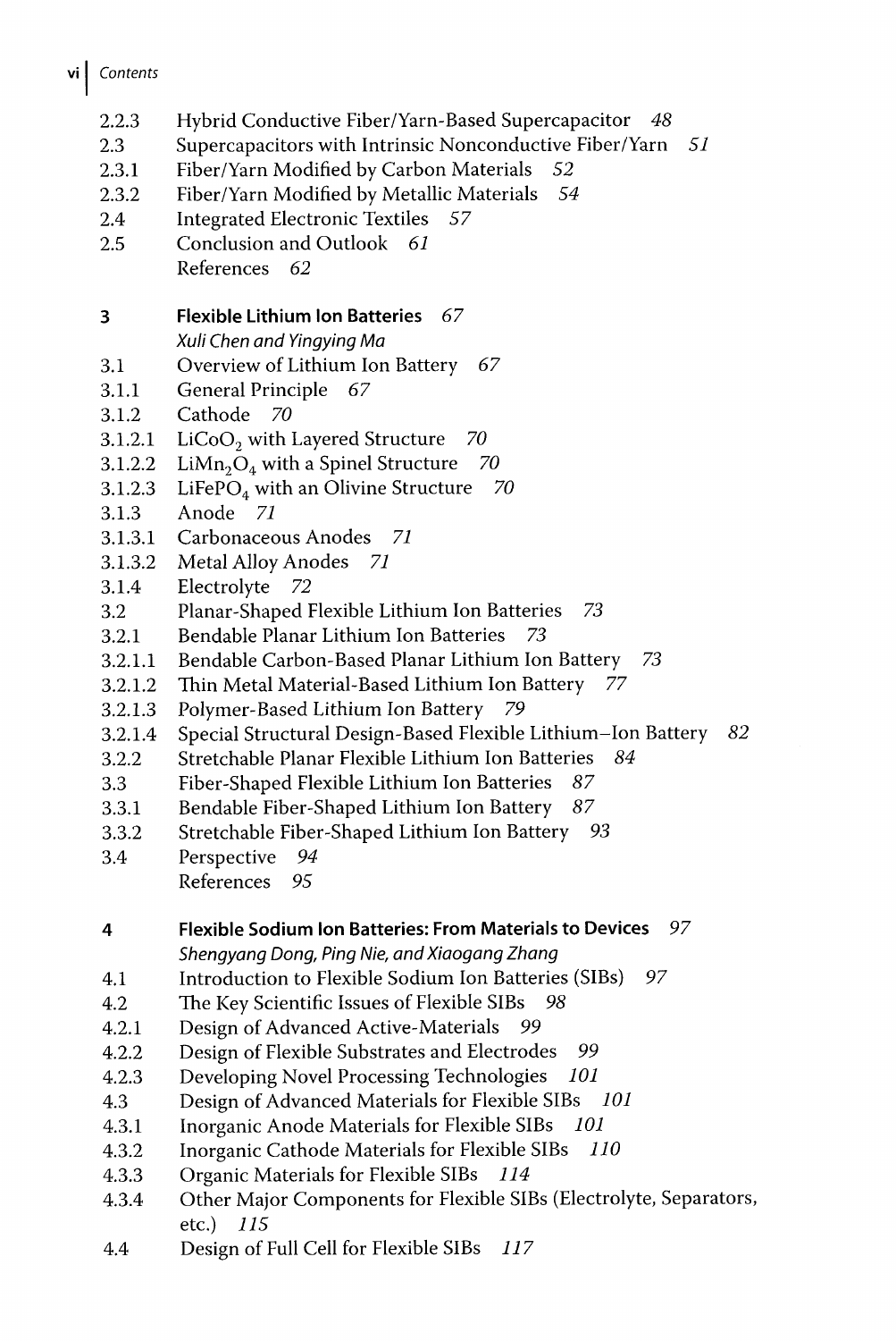2.2.3 Hybrid Conductive Fiber/Yarn-Based Supercapacitor *48*
2.3 Supercapacitors with Intrinsic Nonconductive Fiber/Yarn *51*
2.3.1 Fiber/Yarn Modified by Carbon Materials *52*
2.3.2 Fiber/Yarn Modified by Metallic Materials *54*
2.4 Integrated Electronic Textiles *57*
2.5 Conclusion and Outlook *61*
References *62*

**3 Flexible Lithium Ion Batteries** *67*
*Xuli Chen and Yingying Ma*
3.1 Overview of Lithium Ion Battery *67*
3.1.1 General Principle *67*
3.1.2 Cathode *70*
3.1.2.1 $LiCoO_2$ with Layered Structure *70*
3.1.2.2 $LiMn_2O_4$ with a Spinel Structure *70*
3.1.2.3 $LiFePO_4$ with an Olivine Structure *70*
3.1.3 Anode *71*
3.1.3.1 Carbonaceous Anodes *71*
3.1.3.2 Metal Alloy Anodes *71*
3.1.4 Electrolyte *72*
3.2 Planar-Shaped Flexible Lithium Ion Batteries *73*
3.2.1 Bendable Planar Lithium Ion Batteries *73*
3.2.1.1 Bendable Carbon-Based Planar Lithium Ion Battery *73*
3.2.1.2 Thin Metal Material-Based Lithium Ion Battery *77*
3.2.1.3 Polymer-Based Lithium Ion Battery *79*
3.2.1.4 Special Structural Design-Based Flexible Lithium–Ion Battery *82*
3.2.2 Stretchable Planar Flexible Lithium Ion Batteries *84*
3.3 Fiber-Shaped Flexible Lithium Ion Batteries *87*
3.3.1 Bendable Fiber-Shaped Lithium Ion Battery *87*
3.3.2 Stretchable Fiber-Shaped Lithium Ion Battery *93*
3.4 Perspective *94*
References *95*

**4 Flexible Sodium Ion Batteries: From Materials to Devices** *97*
*Shengyang Dong, Ping Nie, and Xiaogang Zhang*
4.1 Introduction to Flexible Sodium Ion Batteries (SIBs) *97*
4.2 The Key Scientific Issues of Flexible SIBs *98*
4.2.1 Design of Advanced Active-Materials *99*
4.2.2 Design of Flexible Substrates and Electrodes *99*
4.2.3 Developing Novel Processing Technologies *101*
4.3 Design of Advanced Materials for Flexible SIBs *101*
4.3.1 Inorganic Anode Materials for Flexible SIBs *101*
4.3.2 Inorganic Cathode Materials for Flexible SIBs *110*
4.3.3 Organic Materials for Flexible SIBs *114*
4.3.4 Other Major Components for Flexible SIBs (Electrolyte, Separators, etc.) *115*
4.4 Design of Full Cell for Flexible SIBs *117*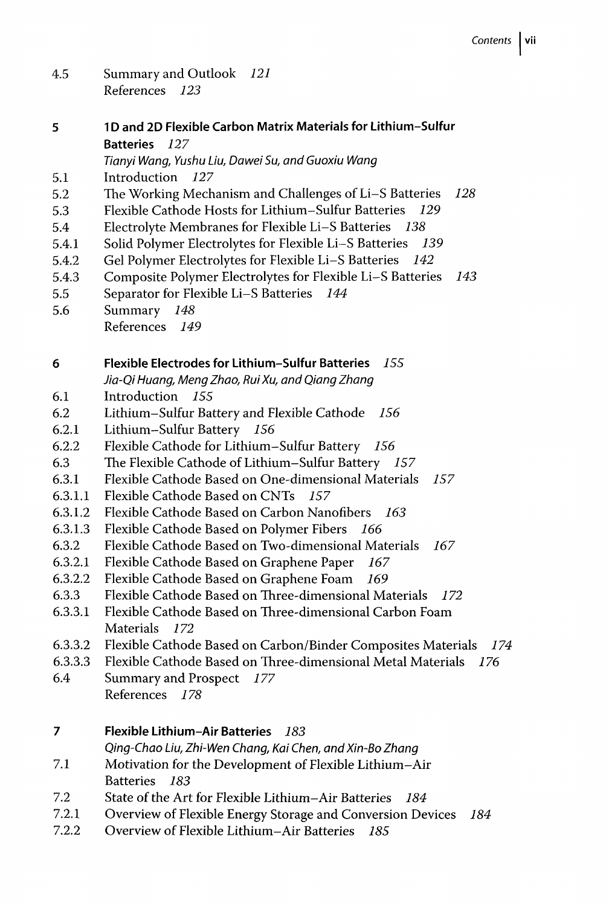4.5 Summary and Outlook *121*
References *123*

**5 1D and 2D Flexible Carbon Matrix Materials for Lithium–Sulfur Batteries** *127*
*Tianyi Wang, Yushu Liu, Dawei Su, and Guoxiu Wang*

5.1 Introduction *127*
5.2 The Working Mechanism and Challenges of Li–S Batteries *128*
5.3 Flexible Cathode Hosts for Lithium–Sulfur Batteries *129*
5.4 Electrolyte Membranes for Flexible Li–S Batteries *138*
5.4.1 Solid Polymer Electrolytes for Flexible Li–S Batteries *139*
5.4.2 Gel Polymer Electrolytes for Flexible Li–S Batteries *142*
5.4.3 Composite Polymer Electrolytes for Flexible Li–S Batteries *143*
5.5 Separator for Flexible Li–S Batteries *144*
5.6 Summary *148*
References *149*

**6 Flexible Electrodes for Lithium–Sulfur Batteries** *155*
*Jia-Qi Huang, Meng Zhao, Rui Xu, and Qiang Zhang*

6.1 Introduction *155*
6.2 Lithium–Sulfur Battery and Flexible Cathode *156*
6.2.1 Lithium–Sulfur Battery *156*
6.2.2 Flexible Cathode for Lithium–Sulfur Battery *156*
6.3 The Flexible Cathode of Lithium–Sulfur Battery *157*
6.3.1 Flexible Cathode Based on One-dimensional Materials *157*
6.3.1.1 Flexible Cathode Based on CNTs *157*
6.3.1.2 Flexible Cathode Based on Carbon Nanofibers *163*
6.3.1.3 Flexible Cathode Based on Polymer Fibers *166*
6.3.2 Flexible Cathode Based on Two-dimensional Materials *167*
6.3.2.1 Flexible Cathode Based on Graphene Paper *167*
6.3.2.2 Flexible Cathode Based on Graphene Foam *169*
6.3.3 Flexible Cathode Based on Three-dimensional Materials *172*
6.3.3.1 Flexible Cathode Based on Three-dimensional Carbon Foam Materials *172*
6.3.3.2 Flexible Cathode Based on Carbon/Binder Composites Materials *174*
6.3.3.3 Flexible Cathode Based on Three-dimensional Metal Materials *176*
6.4 Summary and Prospect *177*
References *178*

**7 Flexible Lithium–Air Batteries** *183*
*Qing-Chao Liu, Zhi-Wen Chang, Kai Chen, and Xin-Bo Zhang*

7.1 Motivation for the Development of Flexible Lithium–Air Batteries *183*
7.2 State of the Art for Flexible Lithium–Air Batteries *184*
7.2.1 Overview of Flexible Energy Storage and Conversion Devices *184*
7.2.2 Overview of Flexible Lithium–Air Batteries *185*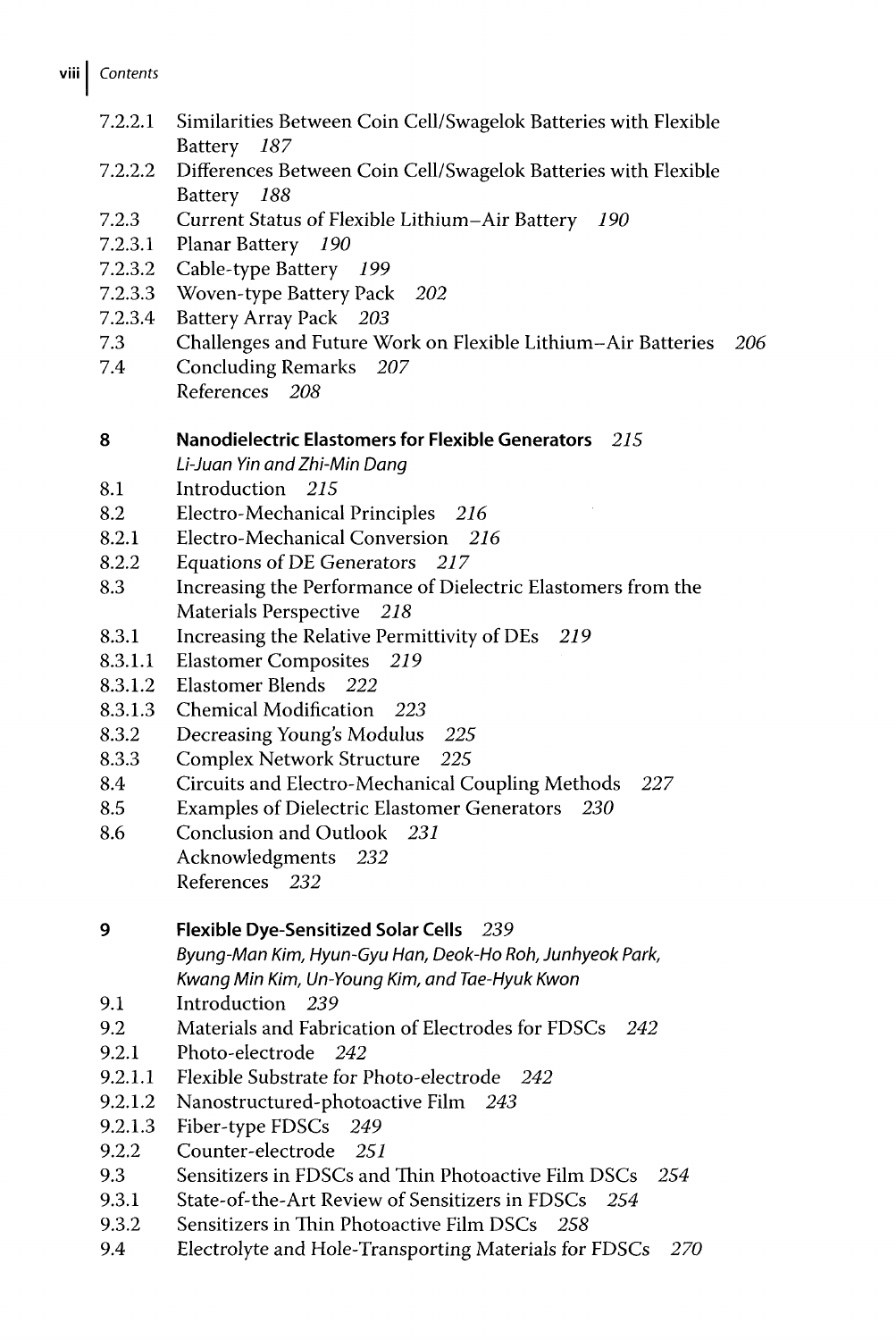7.2.2.1 Similarities Between Coin Cell/Swagelok Batteries with Flexible Battery *187*
7.2.2.2 Differences Between Coin Cell/Swagelok Batteries with Flexible Battery *188*
7.2.3 Current Status of Flexible Lithium–Air Battery *190*
7.2.3.1 Planar Battery *190*
7.2.3.2 Cable-type Battery *199*
7.2.3.3 Woven-type Battery Pack *202*
7.2.3.4 Battery Array Pack *203*
7.3 Challenges and Future Work on Flexible Lithium–Air Batteries *206*
7.4 Concluding Remarks *207*
References *208*

**8 Nanodielectric Elastomers for Flexible Generators** *215*
*Li-Juan Yin and Zhi-Min Dang*
8.1 Introduction *215*
8.2 Electro-Mechanical Principles *216*
8.2.1 Electro-Mechanical Conversion *216*
8.2.2 Equations of DE Generators *217*
8.3 Increasing the Performance of Dielectric Elastomers from the Materials Perspective *218*
8.3.1 Increasing the Relative Permittivity of DEs *219*
8.3.1.1 Elastomer Composites *219*
8.3.1.2 Elastomer Blends *222*
8.3.1.3 Chemical Modification *223*
8.3.2 Decreasing Young's Modulus *225*
8.3.3 Complex Network Structure *225*
8.4 Circuits and Electro-Mechanical Coupling Methods *227*
8.5 Examples of Dielectric Elastomer Generators *230*
8.6 Conclusion and Outlook *231*
Acknowledgments *232*
References *232*

**9 Flexible Dye-Sensitized Solar Cells** *239*
*Byung-Man Kim, Hyun-Gyu Han, Deok-Ho Roh, Junhyeok Park, Kwang Min Kim, Un-Young Kim, and Tae-Hyuk Kwon*
9.1 Introduction *239*
9.2 Materials and Fabrication of Electrodes for FDSCs *242*
9.2.1 Photo-electrode *242*
9.2.1.1 Flexible Substrate for Photo-electrode *242*
9.2.1.2 Nanostructured-photoactive Film *243*
9.2.1.3 Fiber-type FDSCs *249*
9.2.2 Counter-electrode *251*
9.3 Sensitizers in FDSCs and Thin Photoactive Film DSCs *254*
9.3.1 State-of-the-Art Review of Sensitizers in FDSCs *254*
9.3.2 Sensitizers in Thin Photoactive Film DSCs *258*
9.4 Electrolyte and Hole-Transporting Materials for FDSCs *270*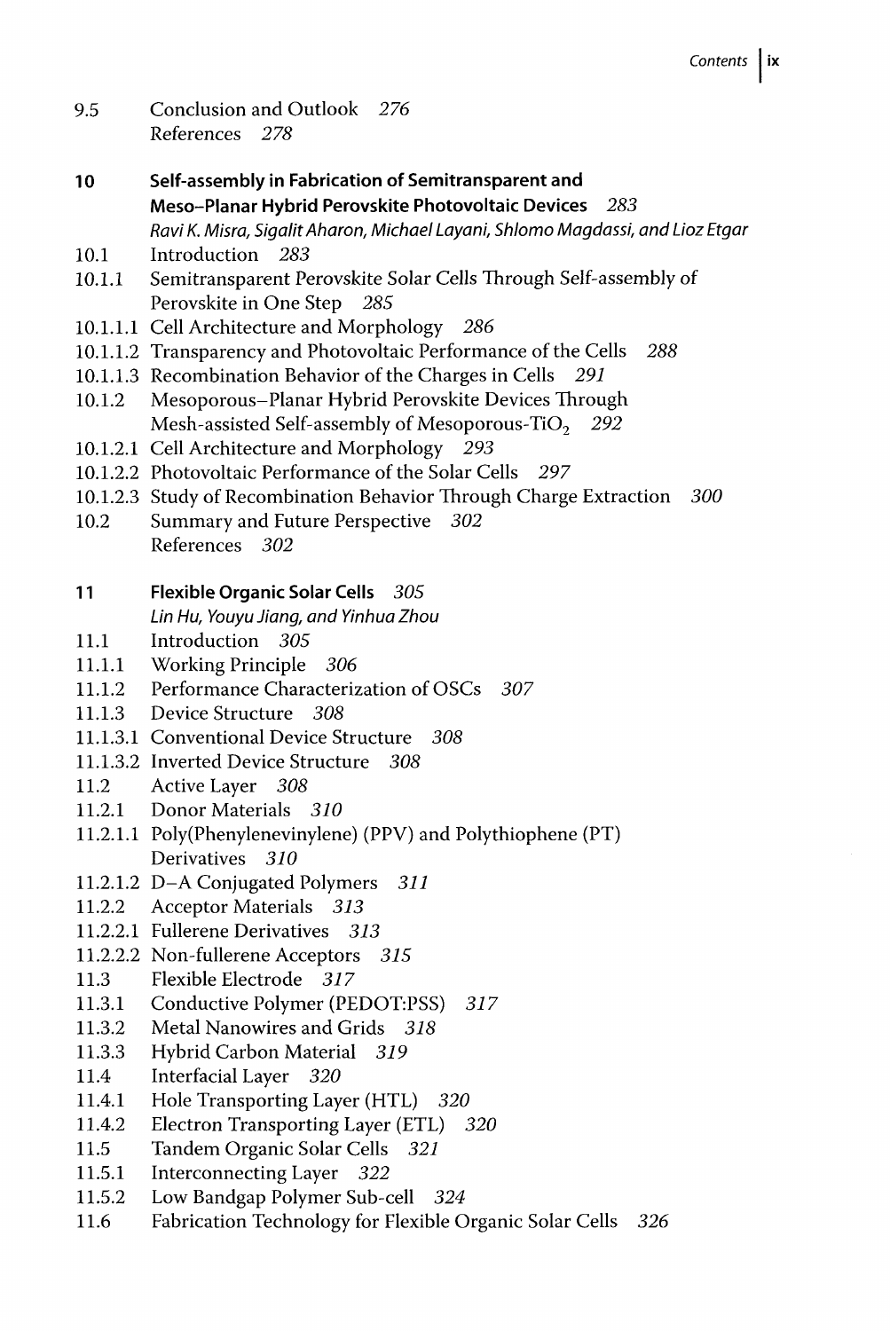9.5 Conclusion and Outlook *276*
References *278*

**10 Self-assembly in Fabrication of Semitransparent and Meso-Planar Hybrid Perovskite Photovoltaic Devices** *283*
*Ravi K. Misra, Sigalit Aharon, Michael Layani, Shlomo Magdassi, and Lioz Etgar*

10.1 Introduction *283*
10.1.1 Semitransparent Perovskite Solar Cells Through Self-assembly of Perovskite in One Step *285*
10.1.1.1 Cell Architecture and Morphology *286*
10.1.1.2 Transparency and Photovoltaic Performance of the Cells *288*
10.1.1.3 Recombination Behavior of the Charges in Cells *291*
10.1.2 Mesoporous–Planar Hybrid Perovskite Devices Through Mesh-assisted Self-assembly of Mesoporous-$TiO_2$ *292*
10.1.2.1 Cell Architecture and Morphology *293*
10.1.2.2 Photovoltaic Performance of the Solar Cells *297*
10.1.2.3 Study of Recombination Behavior Through Charge Extraction *300*
10.2 Summary and Future Perspective *302*
References *302*

**11 Flexible Organic Solar Cells** *305*
*Lin Hu, Youyu Jiang, and Yinhua Zhou*

11.1 Introduction *305*
11.1.1 Working Principle *306*
11.1.2 Performance Characterization of OSCs *307*
11.1.3 Device Structure *308*
11.1.3.1 Conventional Device Structure *308*
11.1.3.2 Inverted Device Structure *308*
11.2 Active Layer *308*
11.2.1 Donor Materials *310*
11.2.1.1 Poly(Phenylenevinylene) (PPV) and Polythiophene (PT) Derivatives *310*
11.2.1.2 D–A Conjugated Polymers *311*
11.2.2 Acceptor Materials *313*
11.2.2.1 Fullerene Derivatives *313*
11.2.2.2 Non-fullerene Acceptors *315*
11.3 Flexible Electrode *317*
11.3.1 Conductive Polymer (PEDOT:PSS) *317*
11.3.2 Metal Nanowires and Grids *318*
11.3.3 Hybrid Carbon Material *319*
11.4 Interfacial Layer *320*
11.4.1 Hole Transporting Layer (HTL) *320*
11.4.2 Electron Transporting Layer (ETL) *320*
11.5 Tandem Organic Solar Cells *321*
11.5.1 Interconnecting Layer *322*
11.5.2 Low Bandgap Polymer Sub-cell *324*
11.6 Fabrication Technology for Flexible Organic Solar Cells *326*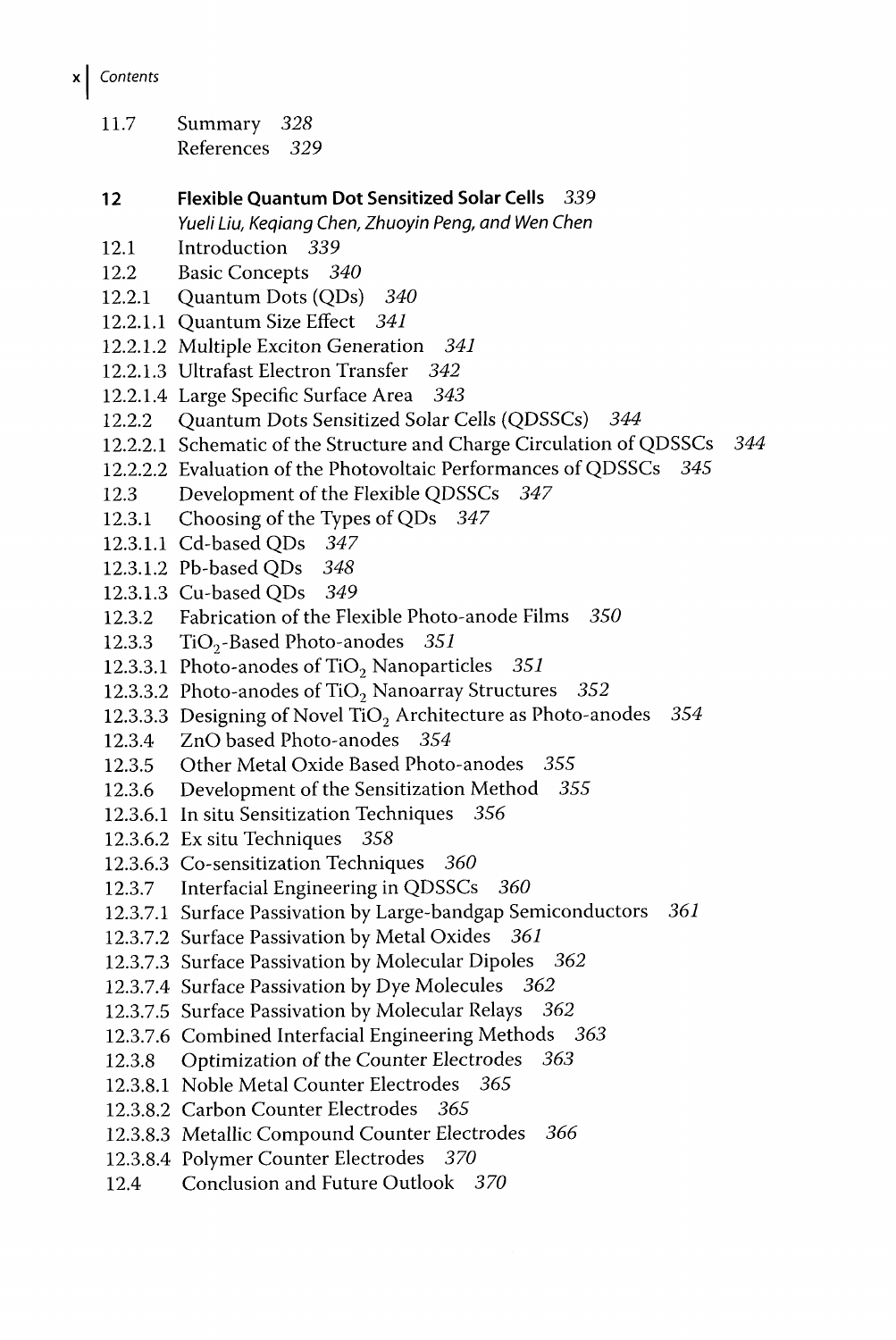11.7 Summary *328*
References *329*

**12 Flexible Quantum Dot Sensitized Solar Cells** *339*
*Yueli Liu, Keqiang Chen, Zhuoyin Peng, and Wen Chen*

12.1 Introduction *339*
12.2 Basic Concepts *340*
12.2.1 Quantum Dots (QDs) *340*
12.2.1.1 Quantum Size Effect *341*
12.2.1.2 Multiple Exciton Generation *341*
12.2.1.3 Ultrafast Electron Transfer *342*
12.2.1.4 Large Specific Surface Area *343*
12.2.2 Quantum Dots Sensitized Solar Cells (QDSSCs) *344*
12.2.2.1 Schematic of the Structure and Charge Circulation of QDSSCs *344*
12.2.2.2 Evaluation of the Photovoltaic Performances of QDSSCs *345*
12.3 Development of the Flexible QDSSCs *347*
12.3.1 Choosing of the Types of QDs *347*
12.3.1.1 Cd-based QDs *347*
12.3.1.2 Pb-based QDs *348*
12.3.1.3 Cu-based QDs *349*
12.3.2 Fabrication of the Flexible Photo-anode Films *350*
12.3.3 $TiO_2$-Based Photo-anodes *351*
12.3.3.1 Photo-anodes of $TiO_2$ Nanoparticles *351*
12.3.3.2 Photo-anodes of $TiO_2$ Nanoarray Structures *352*
12.3.3.3 Designing of Novel $TiO_2$ Architecture as Photo-anodes *354*
12.3.4 ZnO based Photo-anodes *354*
12.3.5 Other Metal Oxide Based Photo-anodes *355*
12.3.6 Development of the Sensitization Method *355*
12.3.6.1 In situ Sensitization Techniques *356*
12.3.6.2 Ex situ Techniques *358*
12.3.6.3 Co-sensitization Techniques *360*
12.3.7 Interfacial Engineering in QDSSCs *360*
12.3.7.1 Surface Passivation by Large-bandgap Semiconductors *361*
12.3.7.2 Surface Passivation by Metal Oxides *361*
12.3.7.3 Surface Passivation by Molecular Dipoles *362*
12.3.7.4 Surface Passivation by Dye Molecules *362*
12.3.7.5 Surface Passivation by Molecular Relays *362*
12.3.7.6 Combined Interfacial Engineering Methods *363*
12.3.8 Optimization of the Counter Electrodes *363*
12.3.8.1 Noble Metal Counter Electrodes *365*
12.3.8.2 Carbon Counter Electrodes *365*
12.3.8.3 Metallic Compound Counter Electrodes *366*
12.3.8.4 Polymer Counter Electrodes *370*
12.4 Conclusion and Future Outlook *370*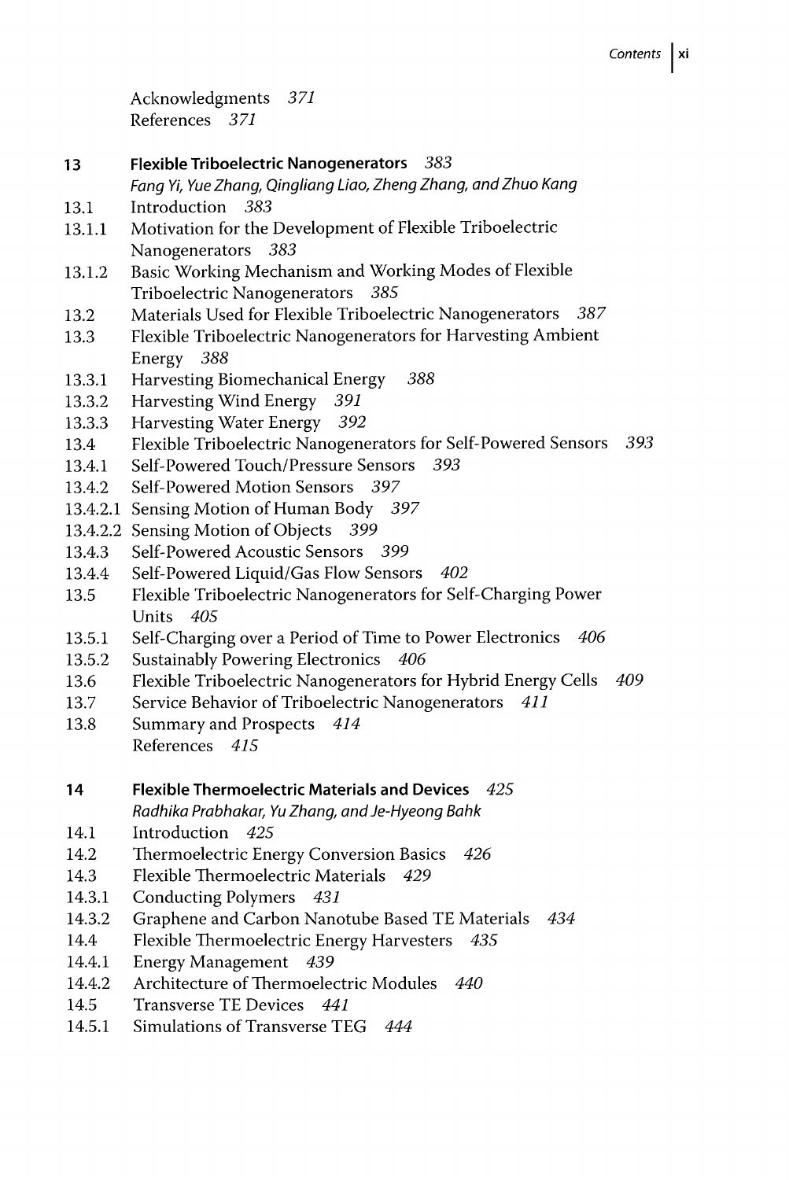Acknowledgments *371*
References *371*

**13 Flexible Triboelectric Nanogenerators** *383*
*Fang Yi, Yue Zhang, Qingliang Liao, Zheng Zhang, and Zhuo Kang*

13.1 Introduction *383*
13.1.1 Motivation for the Development of Flexible Triboelectric Nanogenerators *383*
13.1.2 Basic Working Mechanism and Working Modes of Flexible Triboelectric Nanogenerators *385*
13.2 Materials Used for Flexible Triboelectric Nanogenerators *387*
13.3 Flexible Triboelectric Nanogenerators for Harvesting Ambient Energy *388*
13.3.1 Harvesting Biomechanical Energy *388*
13.3.2 Harvesting Wind Energy *391*
13.3.3 Harvesting Water Energy *392*
13.4 Flexible Triboelectric Nanogenerators for Self-Powered Sensors *393*
13.4.1 Self-Powered Touch/Pressure Sensors *393*
13.4.2 Self-Powered Motion Sensors *397*
13.4.2.1 Sensing Motion of Human Body *397*
13.4.2.2 Sensing Motion of Objects *399*
13.4.3 Self-Powered Acoustic Sensors *399*
13.4.4 Self-Powered Liquid/Gas Flow Sensors *402*
13.5 Flexible Triboelectric Nanogenerators for Self-Charging Power Units *405*
13.5.1 Self-Charging over a Period of Time to Power Electronics *406*
13.5.2 Sustainably Powering Electronics *406*
13.6 Flexible Triboelectric Nanogenerators for Hybrid Energy Cells *409*
13.7 Service Behavior of Triboelectric Nanogenerators *411*
13.8 Summary and Prospects *414*
References *415*

**14 Flexible Thermoelectric Materials and Devices** *425*
*Radhika Prabhakar, Yu Zhang, and Je-Hyeong Bahk*

14.1 Introduction *425*
14.2 Thermoelectric Energy Conversion Basics *426*
14.3 Flexible Thermoelectric Materials *429*
14.3.1 Conducting Polymers *431*
14.3.2 Graphene and Carbon Nanotube Based TE Materials *434*
14.4 Flexible Thermoelectric Energy Harvesters *435*
14.4.1 Energy Management *439*
14.4.2 Architecture of Thermoelectric Modules *440*
14.5 Transverse TE Devices *441*
14.5.1 Simulations of Transverse TEG *444*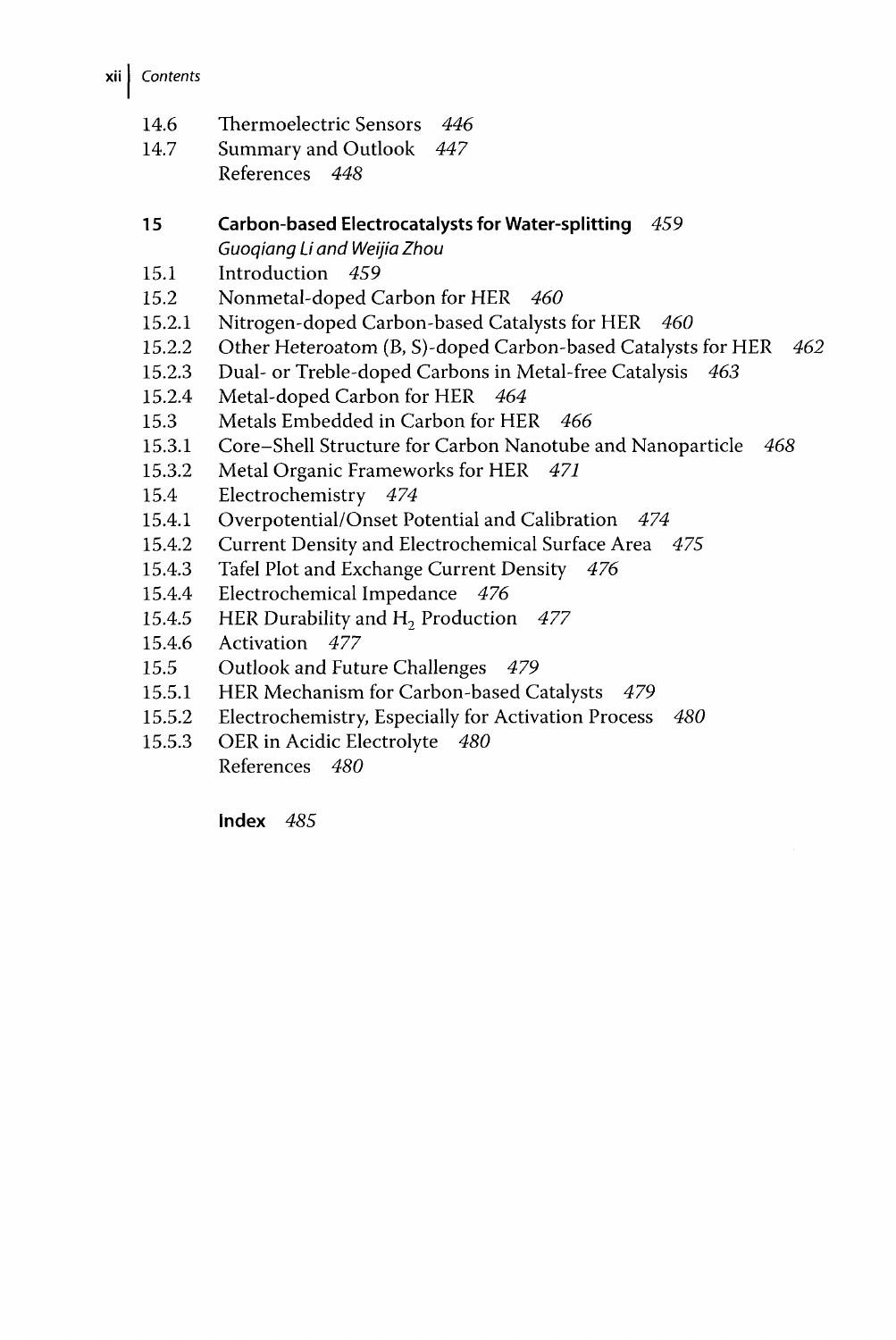14.6 Thermoelectric Sensors *446*
14.7 Summary and Outlook *447*
References *448*

**15 Carbon-based Electrocatalysts for Water-splitting** *459*
*Guoqiang Li and Weijia Zhou*

15.1 Introduction *459*
15.2 Nonmetal-doped Carbon for HER *460*
15.2.1 Nitrogen-doped Carbon-based Catalysts for HER *460*
15.2.2 Other Heteroatom (B, S)-doped Carbon-based Catalysts for HER *462*
15.2.3 Dual- or Treble-doped Carbons in Metal-free Catalysis *463*
15.2.4 Metal-doped Carbon for HER *464*
15.3 Metals Embedded in Carbon for HER *466*
15.3.1 Core–Shell Structure for Carbon Nanotube and Nanoparticle *468*
15.3.2 Metal Organic Frameworks for HER *471*
15.4 Electrochemistry *474*
15.4.1 Overpotential/Onset Potential and Calibration *474*
15.4.2 Current Density and Electrochemical Surface Area *475*
15.4.3 Tafel Plot and Exchange Current Density *476*
15.4.4 Electrochemical Impedance *476*
15.4.5 HER Durability and $H_2$ Production *477*
15.4.6 Activation *477*
15.5 Outlook and Future Challenges *479*
15.5.1 HER Mechanism for Carbon-based Catalysts *479*
15.5.2 Electrochemistry, Especially for Activation Process *480*
15.5.3 OER in Acidic Electrolyte *480*
References *480*

**Index** *485*